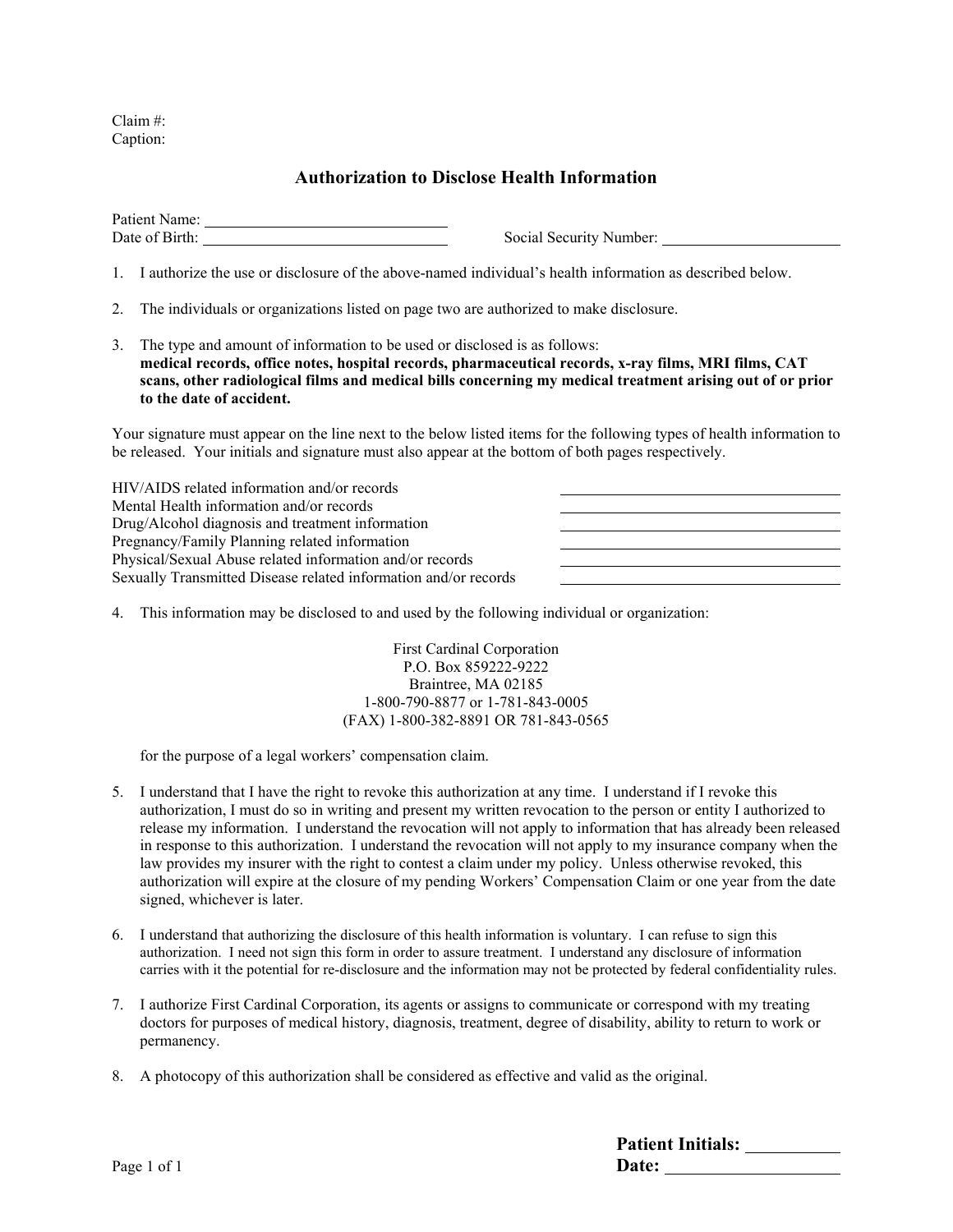Claim #:
Caption:

## Authorization to Disclose Health Information

Patient Name: ______________________________
Date of Birth: ______________________________ Social Security Number: ______________________

1. I authorize the use or disclosure of the above-named individual's health information as described below.

2. The individuals or organizations listed on page two are authorized to make disclosure.

3. The type and amount of information to be used or disclosed is as follows:
   **medical records, office notes, hospital records, pharmaceutical records, x-ray films, MRI films, CAT scans, other radiological films and medical bills concerning my medical treatment arising out of or prior to the date of accident.**

Your signature must appear on the line next to the below listed items for the following types of health information to be released. Your initials and signature must also appear at the bottom of both pages respectively.

HIV/AIDS related information and/or records ______________________________
Mental Health information and/or records ______________________________
Drug/Alcohol diagnosis and treatment information ______________________________
Pregnancy/Family Planning related information ______________________________
Physical/Sexual Abuse related information and/or records ______________________________
Sexually Transmitted Disease related information and/or records ______________________________

4. This information may be disclosed to and used by the following individual or organization:

   First Cardinal Corporation
   P.O. Box 859222-9222
   Braintree, MA 02185
   1-800-790-8877 or 1-781-843-0005
   (FAX) 1-800-382-8891 OR 781-843-0565

   for the purpose of a legal workers' compensation claim.

5. I understand that I have the right to revoke this authorization at any time. I understand if I revoke this authorization, I must do so in writing and present my written revocation to the person or entity I authorized to release my information. I understand the revocation will not apply to information that has already been released in response to this authorization. I understand the revocation will not apply to my insurance company when the law provides my insurer with the right to contest a claim under my policy. Unless otherwise revoked, this authorization will expire at the closure of my pending Workers' Compensation Claim or one year from the date signed, whichever is later.

6. I understand that authorizing the disclosure of this health information is voluntary. I can refuse to sign this authorization. I need not sign this form in order to assure treatment. I understand any disclosure of information carries with it the potential for re-disclosure and the information may not be protected by federal confidentiality rules.

7. I authorize First Cardinal Corporation, its agents or assigns to communicate or correspond with my treating doctors for purposes of medical history, diagnosis, treatment, degree of disability, ability to return to work or permanency.

8. A photocopy of this authorization shall be considered as effective and valid as the original.

**Patient Initials:** __________
**Date:** ____________________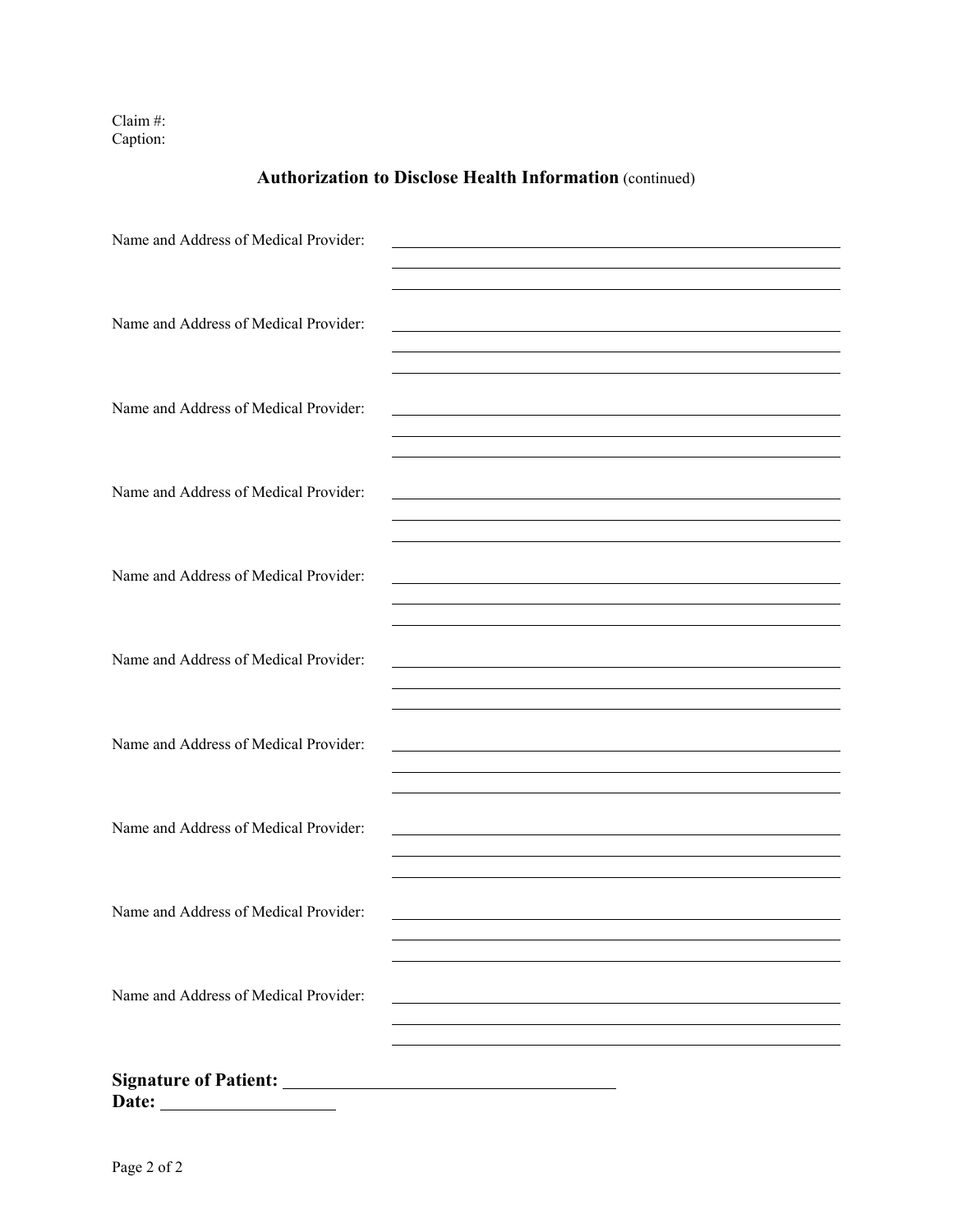Claim #:
Caption:

## **Authorization to Disclose Health Information** (continued)

Name and Address of Medical Provider: ______________________________
______________________________
______________________________

Name and Address of Medical Provider: ______________________________
______________________________
______________________________

Name and Address of Medical Provider: ______________________________
______________________________
______________________________

Name and Address of Medical Provider: ______________________________
______________________________
______________________________

Name and Address of Medical Provider: ______________________________
______________________________
______________________________

Name and Address of Medical Provider: ______________________________
______________________________
______________________________

Name and Address of Medical Provider: ______________________________
______________________________
______________________________

Name and Address of Medical Provider: ______________________________
______________________________
______________________________

Name and Address of Medical Provider: ______________________________
______________________________
______________________________

Name and Address of Medical Provider: ______________________________
______________________________
______________________________

**Signature of Patient:** ______________________________
**Date:** ____________________